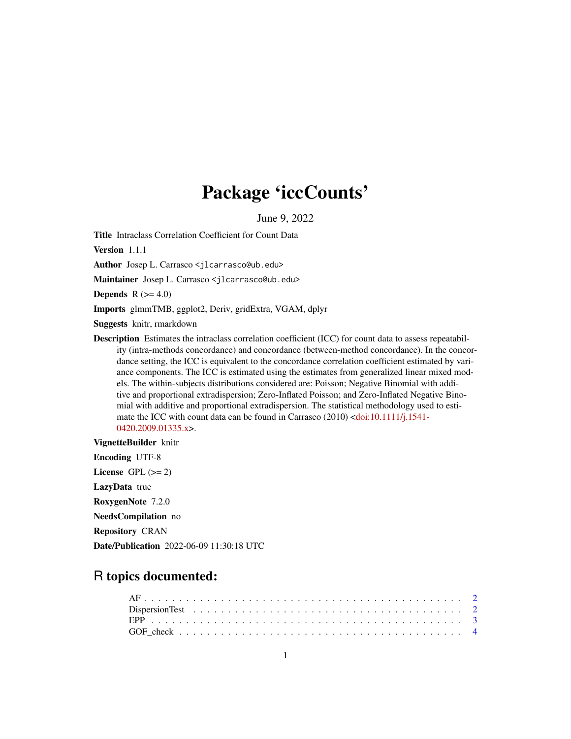# Package 'iccCounts'

June 9, 2022

**Title** Intraclass Correlation Coefficient for Count Data

**Version** 1.1.1

**Author** Josep L. Carrasco <jlcarrasco@ub.edu>

**Maintainer** Josep L. Carrasco <jlcarrasco@ub.edu>

**Depends** R (>= 4.0)

**Imports** glmmTMB, ggplot2, Deriv, gridExtra, VGAM, dplyr

**Suggests** knitr, rmarkdown

**Description** Estimates the intraclass correlation coefficient (ICC) for count data to assess repeatability (intra-methods concordance) and concordance (between-method concordance). In the concordance setting, the ICC is equivalent to the concordance correlation coefficient estimated by variance components. The ICC is estimated using the estimates from generalized linear mixed models. The within-subjects distributions considered are: Poisson; Negative Binomial with additive and proportional extradispersion; Zero-Inflated Poisson; and Zero-Inflated Negative Binomial with additive and proportional extradispersion. The statistical methodology used to estimate the ICC with count data can be found in Carrasco (2010) <doi:10.1111/j.1541-0420.2009.01335.x>.

**VignetteBuilder** knitr

**Encoding** UTF-8

**License** GPL (>= 2)

**LazyData** true

**RoxygenNote** 7.2.0

**NeedsCompilation** no

**Repository** CRAN

**Date/Publication** 2022-06-09 11:30:18 UTC

## R topics documented:

- AF . . . . . . . . . . . . . . . . . . . . . . . . . . . . . . . . . . . . . . . . . . 2
- DispersionTest . . . . . . . . . . . . . . . . . . . . . . . . . . . . . . . . . . . . 2
- EPP . . . . . . . . . . . . . . . . . . . . . . . . . . . . . . . . . . . . . . . . . . 3
- GOF_check . . . . . . . . . . . . . . . . . . . . . . . . . . . . . . . . . . . . . . 4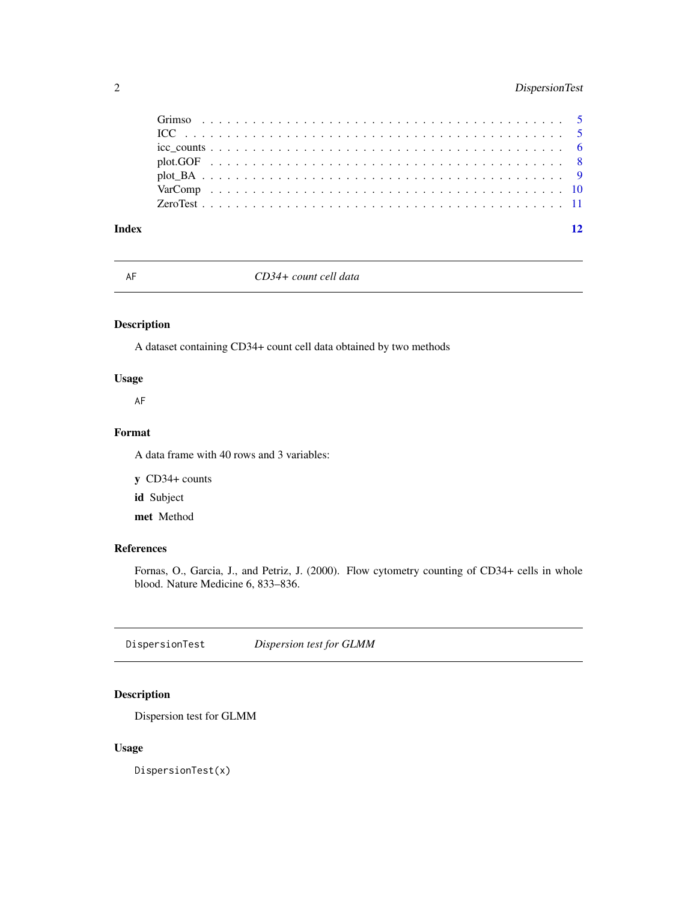Grimso . . . . . . . . . . . . . . . . . . . . . . . . . . . . . . . . . . . . . . . . 5
ICC . . . . . . . . . . . . . . . . . . . . . . . . . . . . . . . . . . . . . . . . . 5
icc_counts . . . . . . . . . . . . . . . . . . . . . . . . . . . . . . . . . . . . . . 6
plot.GOF . . . . . . . . . . . . . . . . . . . . . . . . . . . . . . . . . . . . . . . 8
plot_BA . . . . . . . . . . . . . . . . . . . . . . . . . . . . . . . . . . . . . . . . 9
VarComp . . . . . . . . . . . . . . . . . . . . . . . . . . . . . . . . . . . . . . . 10
ZeroTest . . . . . . . . . . . . . . . . . . . . . . . . . . . . . . . . . . . . . . . 11

**Index** **12**

---

`AF` *CD34+ count cell data*

---

### Description

A dataset containing CD34+ count cell data obtained by two methods

### Usage

```
AF
```

### Format

A data frame with 40 rows and 3 variables:

**y** CD34+ counts

**id** Subject

**met** Method

### References

Fornas, O., Garcia, J., and Petriz, J. (2000). Flow cytometry counting of CD34+ cells in whole blood. Nature Medicine 6, 833–836.

---

`DispersionTest` *Dispersion test for GLMM*

---

### Description

Dispersion test for GLMM

### Usage

```
DispersionTest(x)
```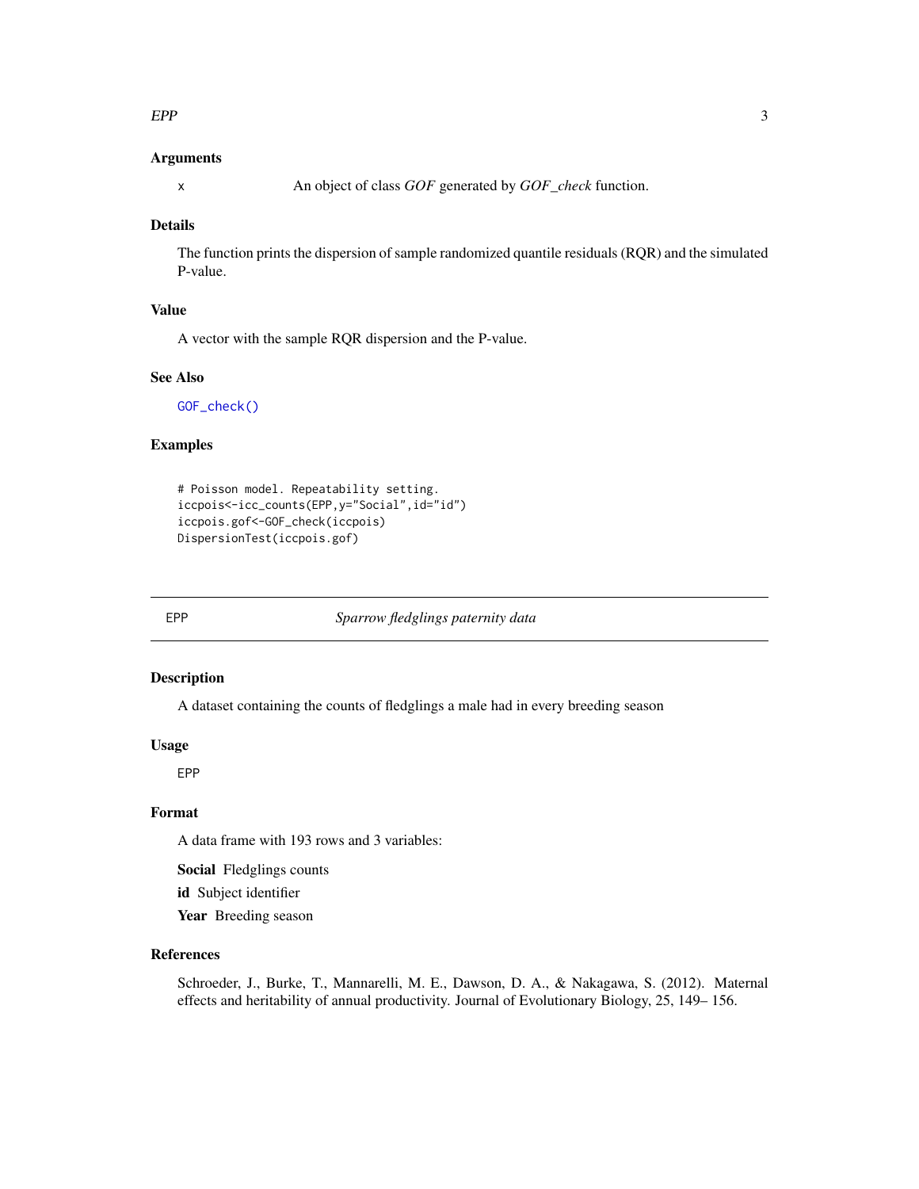### Arguments

x An object of class *GOF* generated by *GOF_check* function.

### Details

The function prints the dispersion of sample randomized quantile residuals (RQR) and the simulated P-value.

### Value

A vector with the sample RQR dispersion and the P-value.

### See Also

GOF_check()

### Examples

```
# Poisson model. Repeatability setting.
iccpois<-icc_counts(EPP,y="Social",id="id")
iccpois.gof<-GOF_check(iccpois)
DispersionTest(iccpois.gof)
```

---

## EPP *Sparrow fledglings paternity data*

### Description

A dataset containing the counts of fledglings a male had in every breeding season

### Usage

EPP

### Format

A data frame with 193 rows and 3 variables:

**Social** Fledglings counts

**id** Subject identifier

**Year** Breeding season

### References

Schroeder, J., Burke, T., Mannarelli, M. E., Dawson, D. A., & Nakagawa, S. (2012). Maternal effects and heritability of annual productivity. Journal of Evolutionary Biology, 25, 149– 156.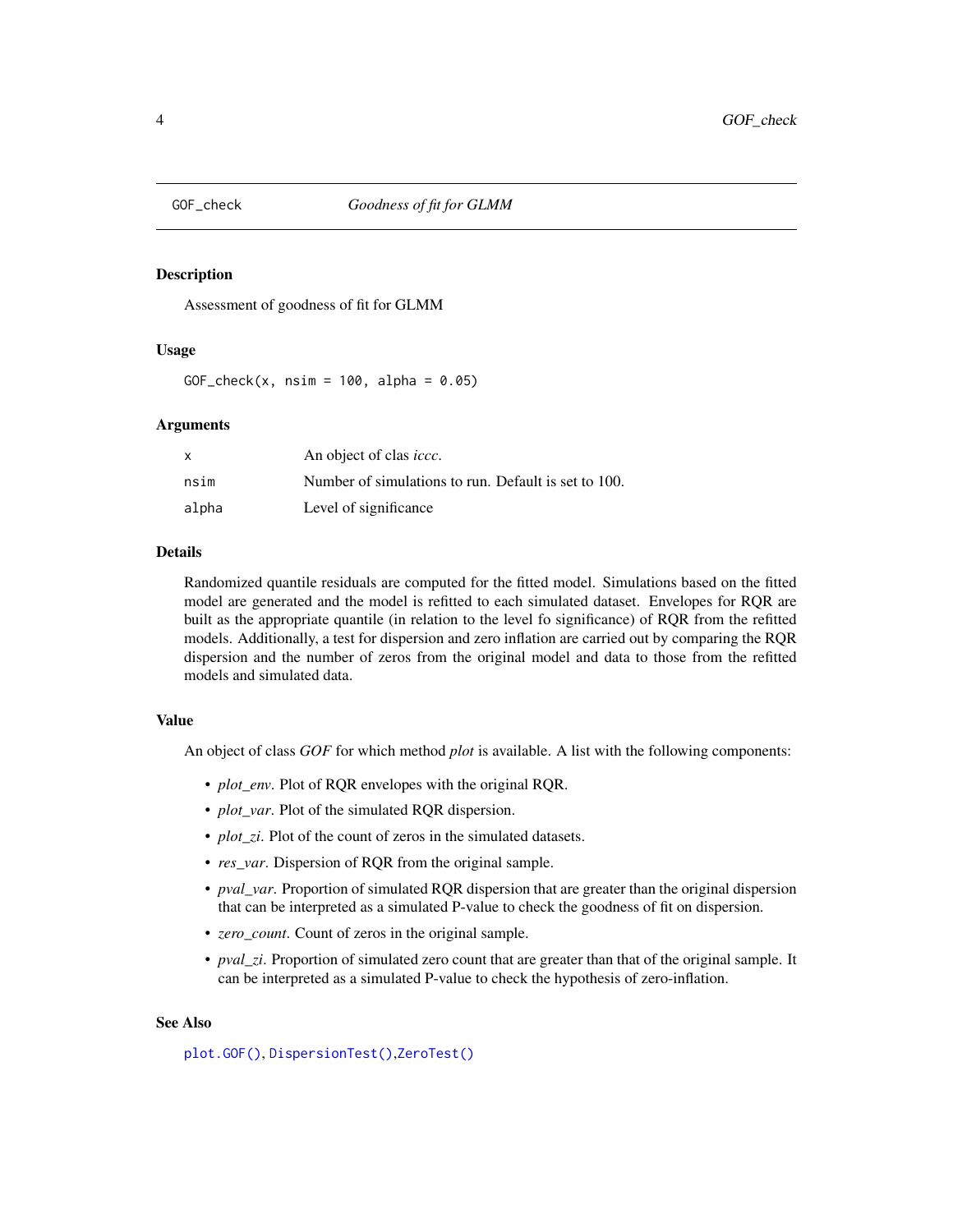## GOF_check *Goodness of fit for GLMM*

### Description

Assessment of goodness of fit for GLMM

### Usage

```
GOF_check(x, nsim = 100, alpha = 0.05)
```

### Arguments

| | |
|---|---|
| x | An object of clas *iccc*. |
| nsim | Number of simulations to run. Default is set to 100. |
| alpha | Level of significance |

### Details

Randomized quantile residuals are computed for the fitted model. Simulations based on the fitted model are generated and the model is refitted to each simulated dataset. Envelopes for RQR are built as the appropriate quantile (in relation to the level fo significance) of RQR from the refitted models. Additionally, a test for dispersion and zero inflation are carried out by comparing the RQR dispersion and the number of zeros from the original model and data to those from the refitted models and simulated data.

### Value

An object of class *GOF* for which method *plot* is available. A list with the following components:

- *plot_env*. Plot of RQR envelopes with the original RQR.
- *plot_var*. Plot of the simulated RQR dispersion.
- *plot_zi*. Plot of the count of zeros in the simulated datasets.
- *res_var*. Dispersion of RQR from the original sample.
- *pval_var*. Proportion of simulated RQR dispersion that are greater than the original dispersion that can be interpreted as a simulated P-value to check the goodness of fit on dispersion.
- *zero_count*. Count of zeros in the original sample.
- *pval_zi*. Proportion of simulated zero count that are greater than that of the original sample. It can be interpreted as a simulated P-value to check the hypothesis of zero-inflation.

### See Also

plot.GOF(), DispersionTest(),ZeroTest()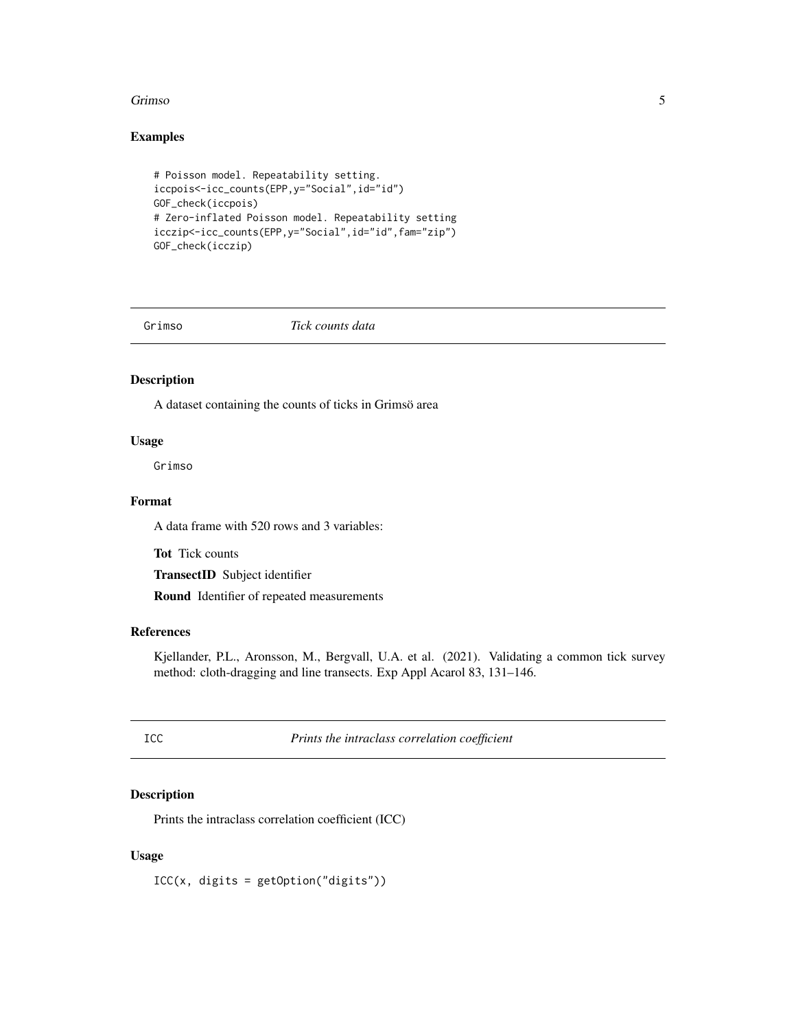### Examples

```
# Poisson model. Repeatability setting.
iccpois<-icc_counts(EPP,y="Social",id="id")
GOF_check(iccpois)
# Zero-inflated Poisson model. Repeatability setting
icczip<-icc_counts(EPP,y="Social",id="id",fam="zip")
GOF_check(icczip)
```

---

## Grimso *Tick counts data*

### Description

A dataset containing the counts of ticks in Grimsö area

### Usage

```
Grimso
```

### Format

A data frame with 520 rows and 3 variables:

**Tot** Tick counts

**TransectID** Subject identifier

**Round** Identifier of repeated measurements

### References

Kjellander, P.L., Aronsson, M., Bergvall, U.A. et al. (2021). Validating a common tick survey method: cloth-dragging and line transects. Exp Appl Acarol 83, 131–146.

---

## ICC *Prints the intraclass correlation coefficient*

### Description

Prints the intraclass correlation coefficient (ICC)

### Usage

```
ICC(x, digits = getOption("digits"))
```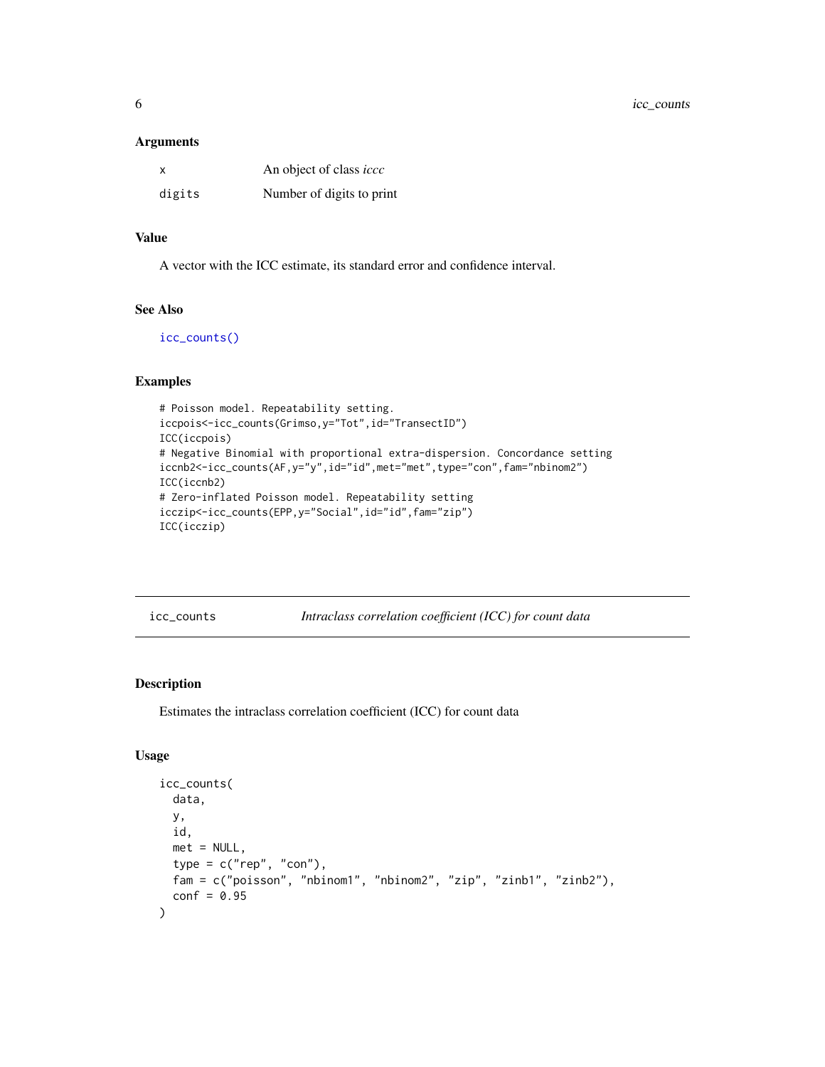### Arguments

| | |
|---|---|
| x | An object of class *iccc* |
| digits | Number of digits to print |

### Value

A vector with the ICC estimate, its standard error and confidence interval.

### See Also

icc_counts()

### Examples

```
# Poisson model. Repeatability setting.
iccpois<-icc_counts(Grimso,y="Tot",id="TransectID")
ICC(iccpois)
# Negative Binomial with proportional extra-dispersion. Concordance setting
iccnb2<-icc_counts(AF,y="y",id="id",met="met",type="con",fam="nbinom2")
ICC(iccnb2)
# Zero-inflated Poisson model. Repeatability setting
icczip<-icc_counts(EPP,y="Social",id="id",fam="zip")
ICC(icczip)
```

---

## icc_counts — *Intraclass correlation coefficient (ICC) for count data*

### Description

Estimates the intraclass correlation coefficient (ICC) for count data

### Usage

```
icc_counts(
  data,
  y,
  id,
  met = NULL,
  type = c("rep", "con"),
  fam = c("poisson", "nbinom1", "nbinom2", "zip", "zinb1", "zinb2"),
  conf = 0.95
)
```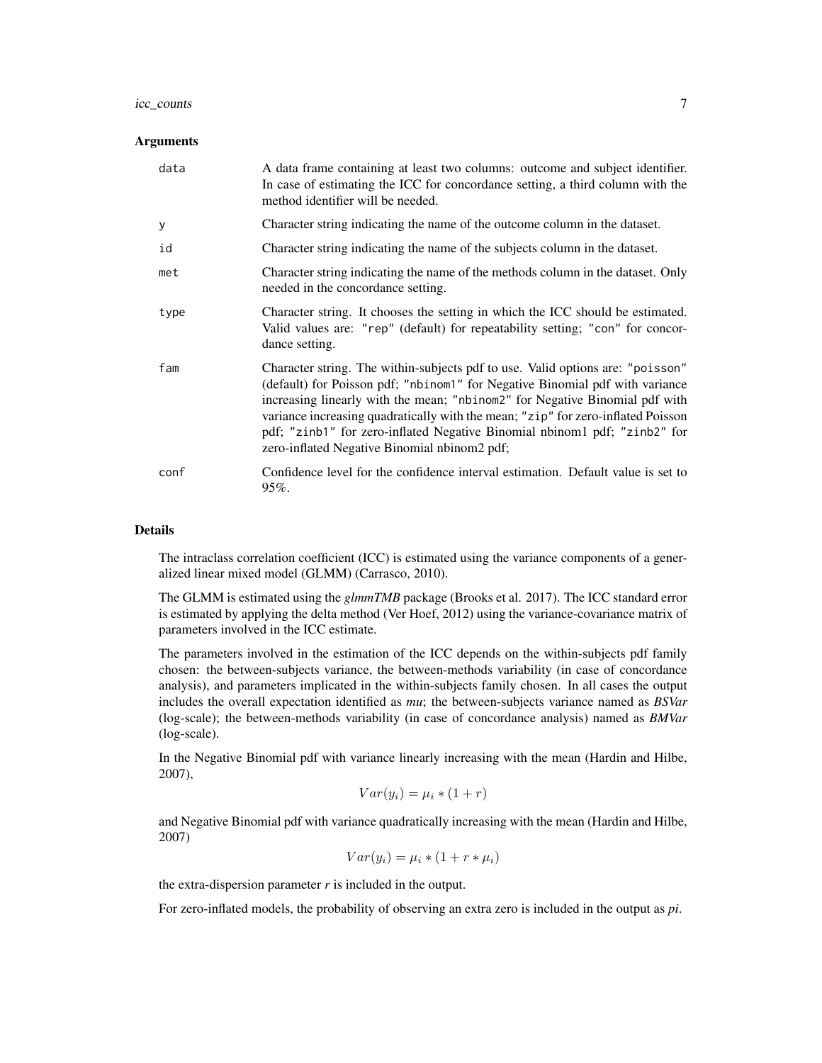### Arguments

- **data**: A data frame containing at least two columns: outcome and subject identifier. In case of estimating the ICC for concordance setting, a third column with the method identifier will be needed.
- **y**: Character string indicating the name of the outcome column in the dataset.
- **id**: Character string indicating the name of the subjects column in the dataset.
- **met**: Character string indicating the name of the methods column in the dataset. Only needed in the concordance setting.
- **type**: Character string. It chooses the setting in which the ICC should be estimated. Valid values are: `"rep"` (default) for repeatability setting; `"con"` for concordance setting.
- **fam**: Character string. The within-subjects pdf to use. Valid options are: `"poisson"` (default) for Poisson pdf; `"nbinom1"` for Negative Binomial pdf with variance increasing linearly with the mean; `"nbinom2"` for Negative Binomial pdf with variance increasing quadratically with the mean; `"zip"` for zero-inflated Poisson pdf; `"zinb1"` for zero-inflated Negative Binomial nbinom1 pdf; `"zinb2"` for zero-inflated Negative Binomial nbinom2 pdf;
- **conf**: Confidence level for the confidence interval estimation. Default value is set to 95%.

### Details

The intraclass correlation coefficient (ICC) is estimated using the variance components of a generalized linear mixed model (GLMM) (Carrasco, 2010).

The GLMM is estimated using the *glmmTMB* package (Brooks et al. 2017). The ICC standard error is estimated by applying the delta method (Ver Hoef, 2012) using the variance-covariance matrix of parameters involved in the ICC estimate.

The parameters involved in the estimation of the ICC depends on the within-subjects pdf family chosen: the between-subjects variance, the between-methods variability (in case of concordance analysis), and parameters implicated in the within-subjects family chosen. In all cases the output includes the overall expectation identified as *mu*; the between-subjects variance named as *BSVar* (log-scale); the between-methods variability (in case of concordance analysis) named as *BMVar* (log-scale).

In the Negative Binomial pdf with variance linearly increasing with the mean (Hardin and Hilbe, 2007),

$$Var(y_i) = \mu_i * (1 + r)$$

and Negative Binomial pdf with variance quadratically increasing with the mean (Hardin and Hilbe, 2007)

$$Var(y_i) = \mu_i * (1 + r * \mu_i)$$

the extra-dispersion parameter *r* is included in the output.

For zero-inflated models, the probability of observing an extra zero is included in the output as *pi*.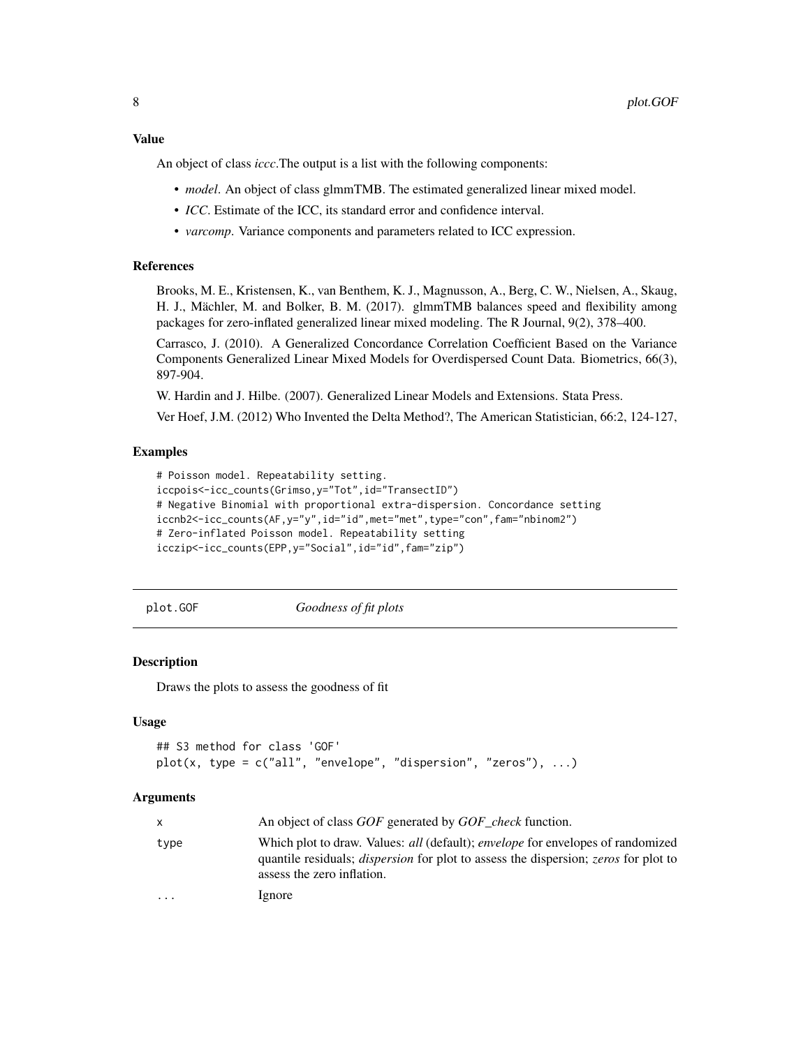## Value

An object of class *iccc*.The output is a list with the following components:

- *model*. An object of class glmmTMB. The estimated generalized linear mixed model.
- *ICC*. Estimate of the ICC, its standard error and confidence interval.
- *varcomp*. Variance components and parameters related to ICC expression.

## References

Brooks, M. E., Kristensen, K., van Benthem, K. J., Magnusson, A., Berg, C. W., Nielsen, A., Skaug, H. J., Mächler, M. and Bolker, B. M. (2017). glmmTMB balances speed and flexibility among packages for zero-inflated generalized linear mixed modeling. The R Journal, 9(2), 378–400.

Carrasco, J. (2010). A Generalized Concordance Correlation Coefficient Based on the Variance Components Generalized Linear Mixed Models for Overdispersed Count Data. Biometrics, 66(3), 897-904.

W. Hardin and J. Hilbe. (2007). Generalized Linear Models and Extensions. Stata Press.

Ver Hoef, J.M. (2012) Who Invented the Delta Method?, The American Statistician, 66:2, 124-127,

## Examples

```
# Poisson model. Repeatability setting.
iccpois<-icc_counts(Grimso,y="Tot",id="TransectID")
# Negative Binomial with proportional extra-dispersion. Concordance setting
iccnb2<-icc_counts(AF,y="y",id="id",met="met",type="con",fam="nbinom2")
# Zero-inflated Poisson model. Repeatability setting
icczip<-icc_counts(EPP,y="Social",id="id",fam="zip")
```

---

# plot.GOF — *Goodness of fit plots*

## Description

Draws the plots to assess the goodness of fit

## Usage

```
## S3 method for class 'GOF'
plot(x, type = c("all", "envelope", "dispersion", "zeros"), ...)
```

## Arguments

| | |
|---|---|
| x | An object of class *GOF* generated by *GOF_check* function. |
| type | Which plot to draw. Values: *all* (default); *envelope* for envelopes of randomized quantile residuals; *dispersion* for plot to assess the dispersion; *zeros* for plot to assess the zero inflation. |
| ... | Ignore |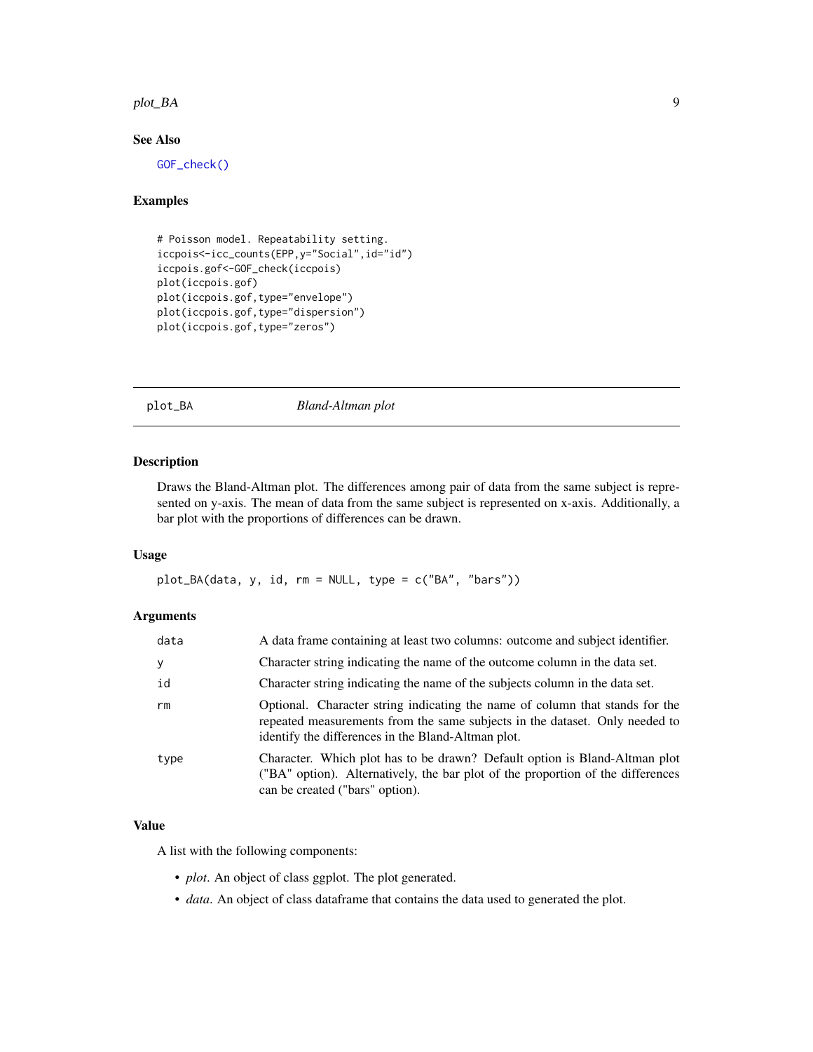## See Also

GOF_check()

## Examples

```
# Poisson model. Repeatability setting.
iccpois<-icc_counts(EPP,y="Social",id="id")
iccpois.gof<-GOF_check(iccpois)
plot(iccpois.gof)
plot(iccpois.gof,type="envelope")
plot(iccpois.gof,type="dispersion")
plot(iccpois.gof,type="zeros")
```

---

# plot_BA — *Bland-Altman plot*

---

## Description

Draws the Bland-Altman plot. The differences among pair of data from the same subject is represented on y-axis. The mean of data from the same subject is represented on x-axis. Additionally, a bar plot with the proportions of differences can be drawn.

## Usage

```
plot_BA(data, y, id, rm = NULL, type = c("BA", "bars"))
```

## Arguments

| | |
|---|---|
| data | A data frame containing at least two columns: outcome and subject identifier. |
| y | Character string indicating the name of the outcome column in the data set. |
| id | Character string indicating the name of the subjects column in the data set. |
| rm | Optional. Character string indicating the name of column that stands for the repeated measurements from the same subjects in the dataset. Only needed to identify the differences in the Bland-Altman plot. |
| type | Character. Which plot has to be drawn? Default option is Bland-Altman plot ("BA" option). Alternatively, the bar plot of the proportion of the differences can be created ("bars" option). |

## Value

A list with the following components:

- *plot*. An object of class ggplot. The plot generated.
- *data*. An object of class dataframe that contains the data used to generated the plot.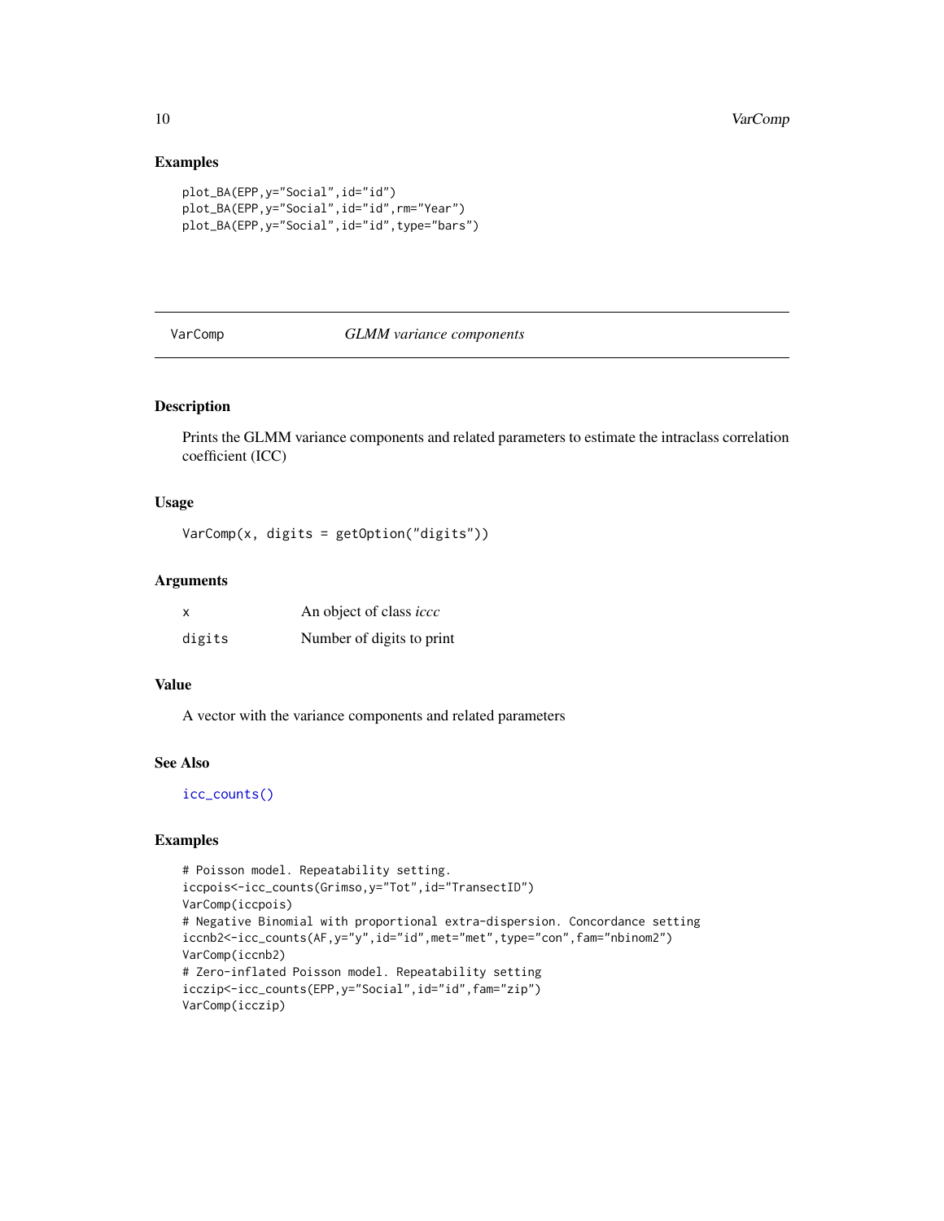## Examples

```
plot_BA(EPP,y="Social",id="id")
plot_BA(EPP,y="Social",id="id",rm="Year")
plot_BA(EPP,y="Social",id="id",type="bars")
```

---

# VarComp — *GLMM variance components*

## Description

Prints the GLMM variance components and related parameters to estimate the intraclass correlation coefficient (ICC)

## Usage

```
VarComp(x, digits = getOption("digits"))
```

## Arguments

| | |
|---|---|
| x | An object of class *iccc* |
| digits | Number of digits to print |

## Value

A vector with the variance components and related parameters

## See Also

icc_counts()

## Examples

```
# Poisson model. Repeatability setting.
iccpois<-icc_counts(Grimso,y="Tot",id="TransectID")
VarComp(iccpois)
# Negative Binomial with proportional extra-dispersion. Concordance setting
iccnb2<-icc_counts(AF,y="y",id="id",met="met",type="con",fam="nbinom2")
VarComp(iccnb2)
# Zero-inflated Poisson model. Repeatability setting
icczip<-icc_counts(EPP,y="Social",id="id",fam="zip")
VarComp(icczip)
```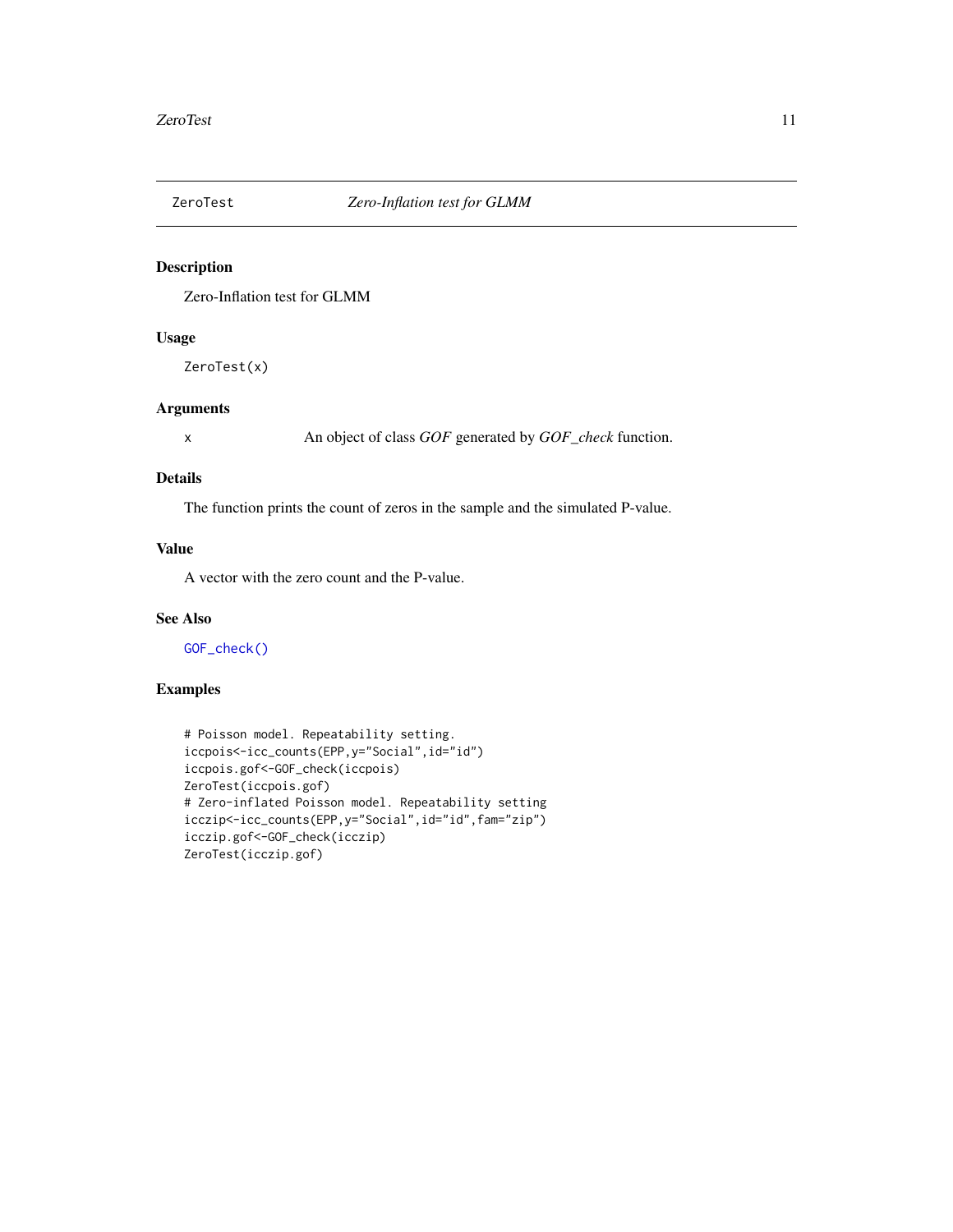`ZeroTest` *Zero-Inflation test for GLMM*

## Description

Zero-Inflation test for GLMM

## Usage

```
ZeroTest(x)
```

## Arguments

`x` An object of class *GOF* generated by *GOF_check* function.

## Details

The function prints the count of zeros in the sample and the simulated P-value.

## Value

A vector with the zero count and the P-value.

## See Also

`GOF_check()`

## Examples

```
# Poisson model. Repeatability setting.
iccpois<-icc_counts(EPP,y="Social",id="id")
iccpois.gof<-GOF_check(iccpois)
ZeroTest(iccpois.gof)
# Zero-inflated Poisson model. Repeatability setting
icczip<-icc_counts(EPP,y="Social",id="id",fam="zip")
icczip.gof<-GOF_check(icczip)
ZeroTest(icczip.gof)
```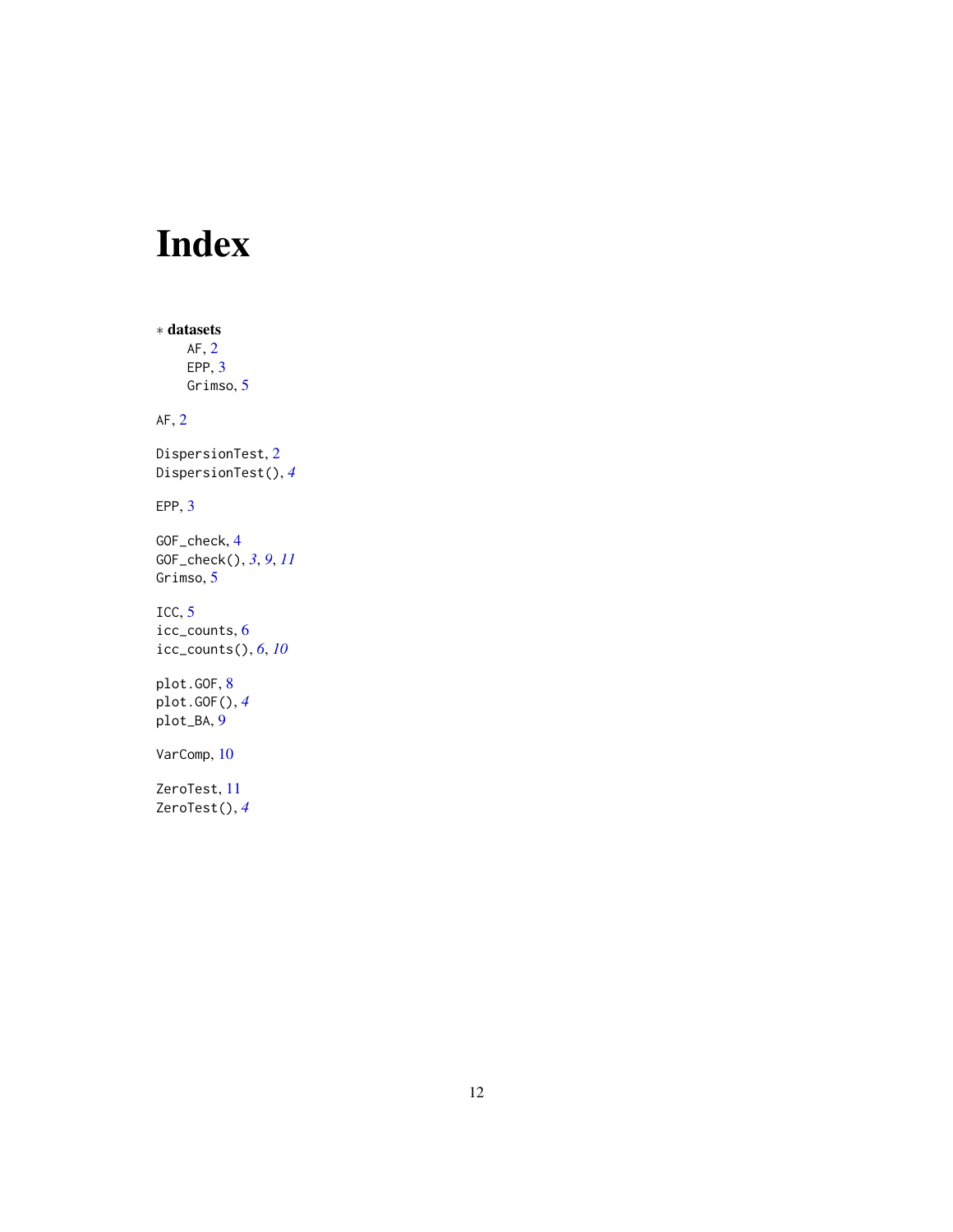# Index

∗ **datasets**
- AF, 2
- EPP, 3
- Grimso, 5

AF, 2

DispersionTest, 2
DispersionTest(), *4*

EPP, 3

GOF_check, 4
GOF_check(), *3*, *9*, *11*
Grimso, 5

ICC, 5
icc_counts, 6
icc_counts(), *6*, *10*

plot.GOF, 8
plot.GOF(), *4*
plot_BA, 9

VarComp, 10

ZeroTest, 11
ZeroTest(), *4*